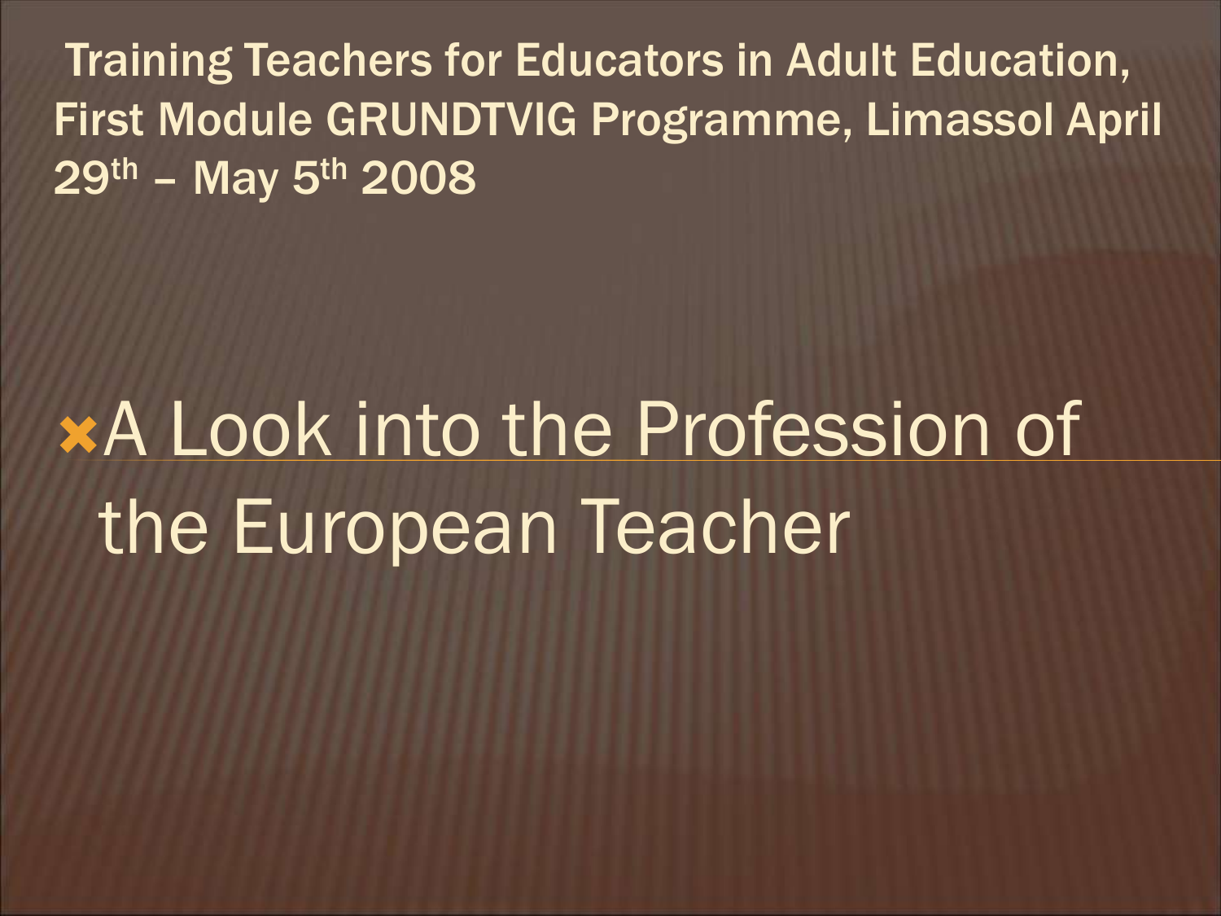Training Teachers for Educators in Adult Education, First Module GRUNDTVIG Programme, Limassol April 29th – May 5th 2008

# A Look into the Profession of the European Teacher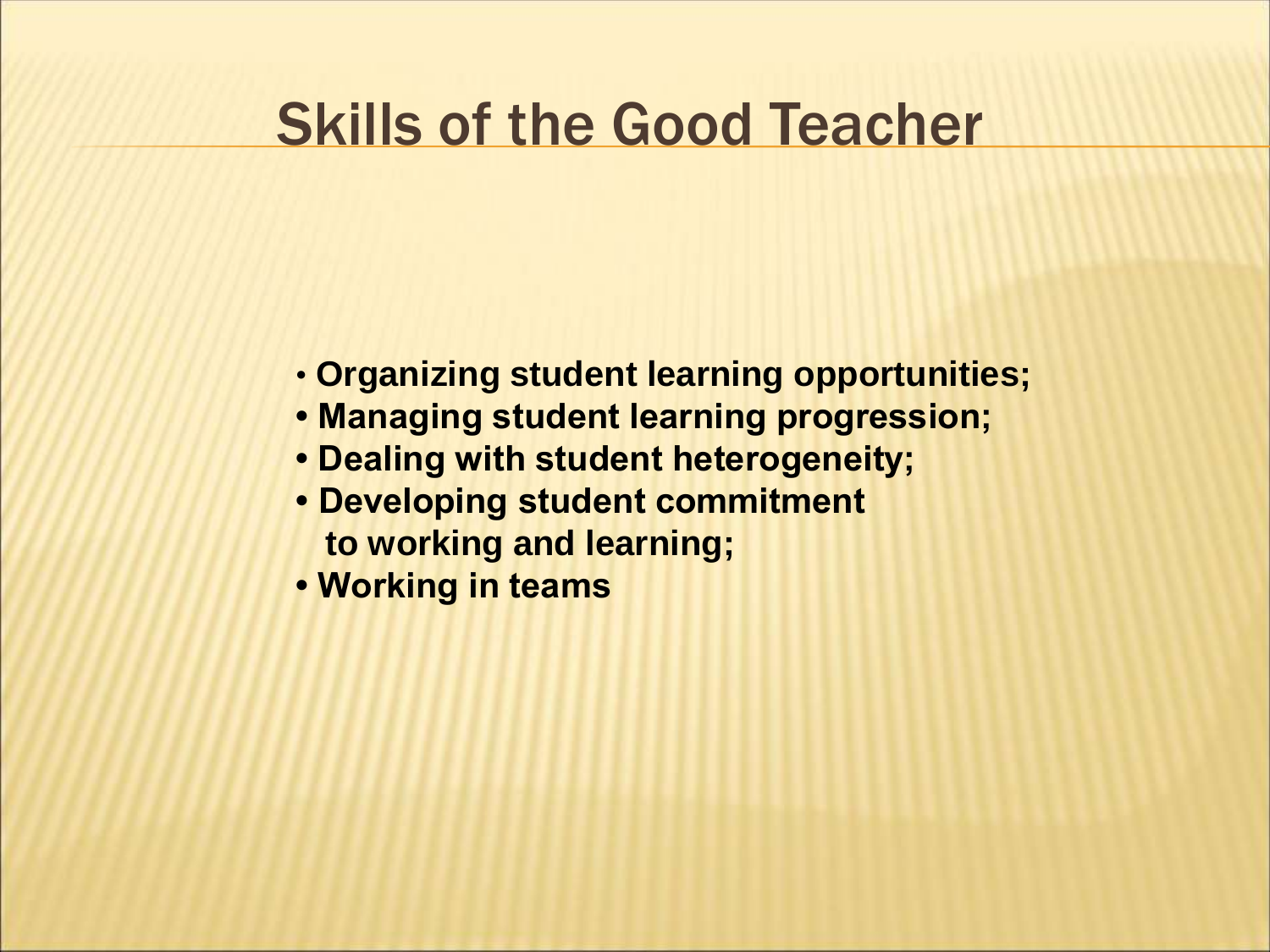# Skills of the Good Teacher

- **Organizing student learning opportunities;**
- **Managing student learning progression;**
- **Dealing with student heterogeneity;**
- **Developing student commitment to working and learning;**
- **Working in teams**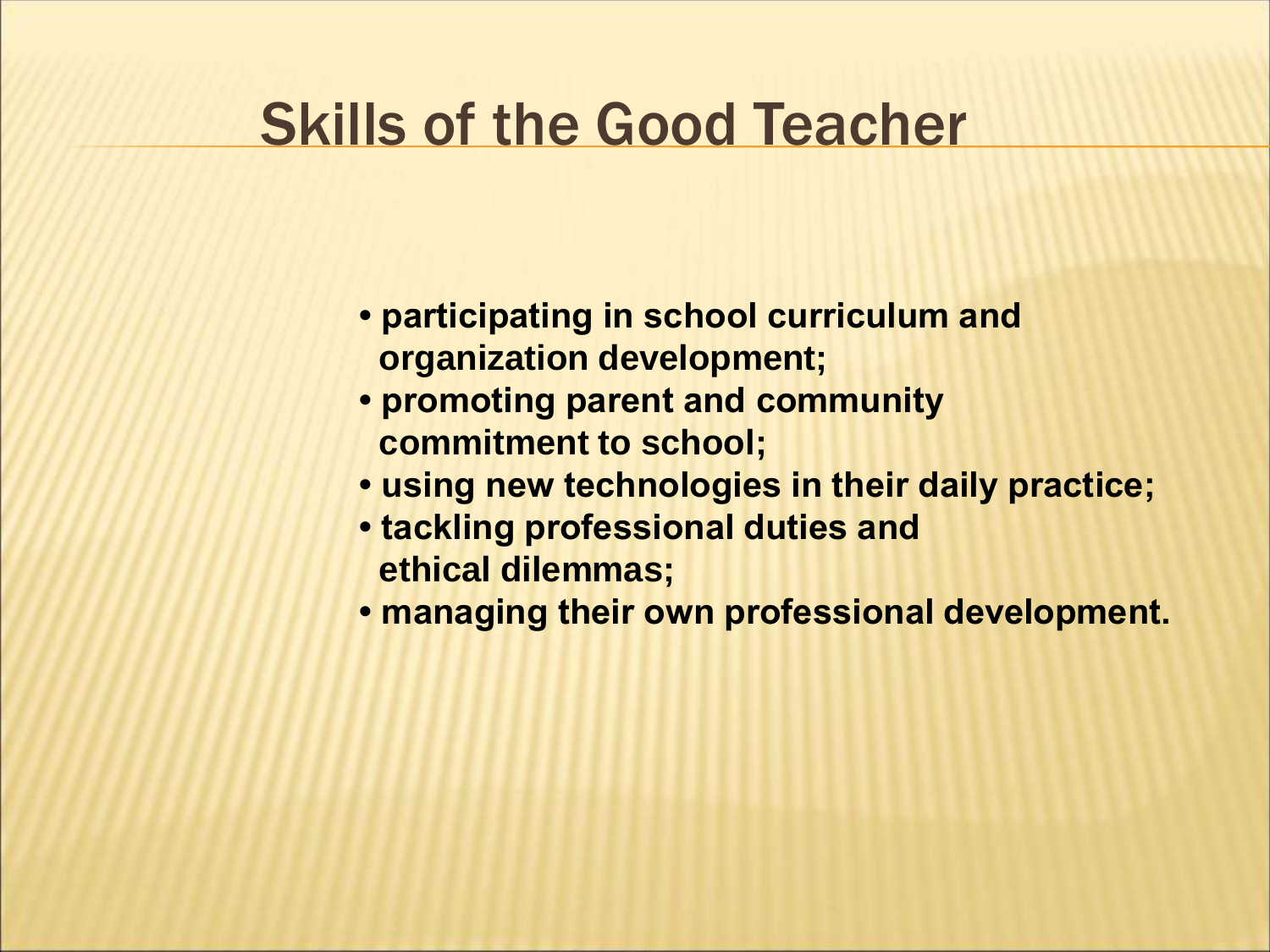# Skills of the Good Teacher

- **participating in school curriculum and organization development;**
- **promoting parent and community commitment to school;**
- **using new technologies in their daily practice;**
- **tackling professional duties and ethical dilemmas;**
- **managing their own professional development.**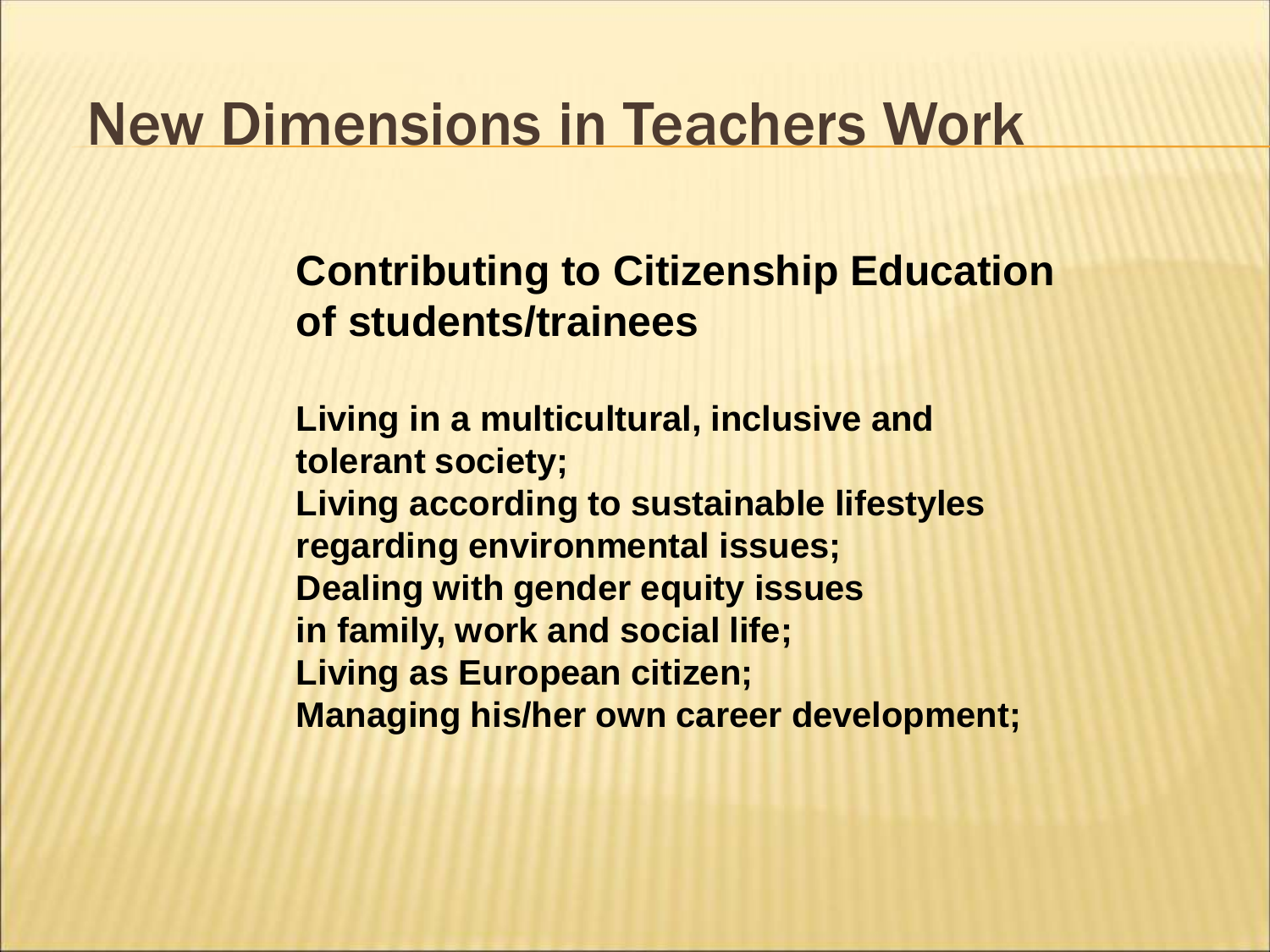# New Dimensions in Teachers Work

**Contributing to Citizenship Education of students/trainees**

**Living in a multicultural, inclusive and tolerant society;**
**Living according to sustainable lifestyles regarding environmental issues;**
**Dealing with gender equity issues in family, work and social life;**
**Living as European citizen;**
**Managing his/her own career development;**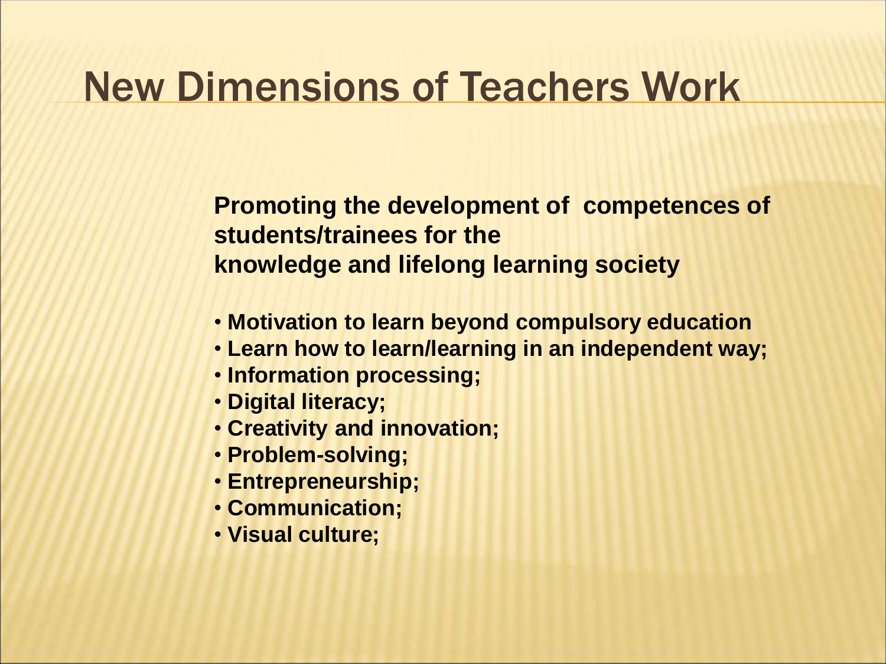# New Dimensions of Teachers Work

**Promoting the development of competences of students/trainees for the knowledge and lifelong learning society**

- **Motivation to learn beyond compulsory education**
- **Learn how to learn/learning in an independent way;**
- **Information processing;**
- **Digital literacy;**
- **Creativity and innovation;**
- **Problem-solving;**
- **Entrepreneurship;**
- **Communication;**
- **Visual culture;**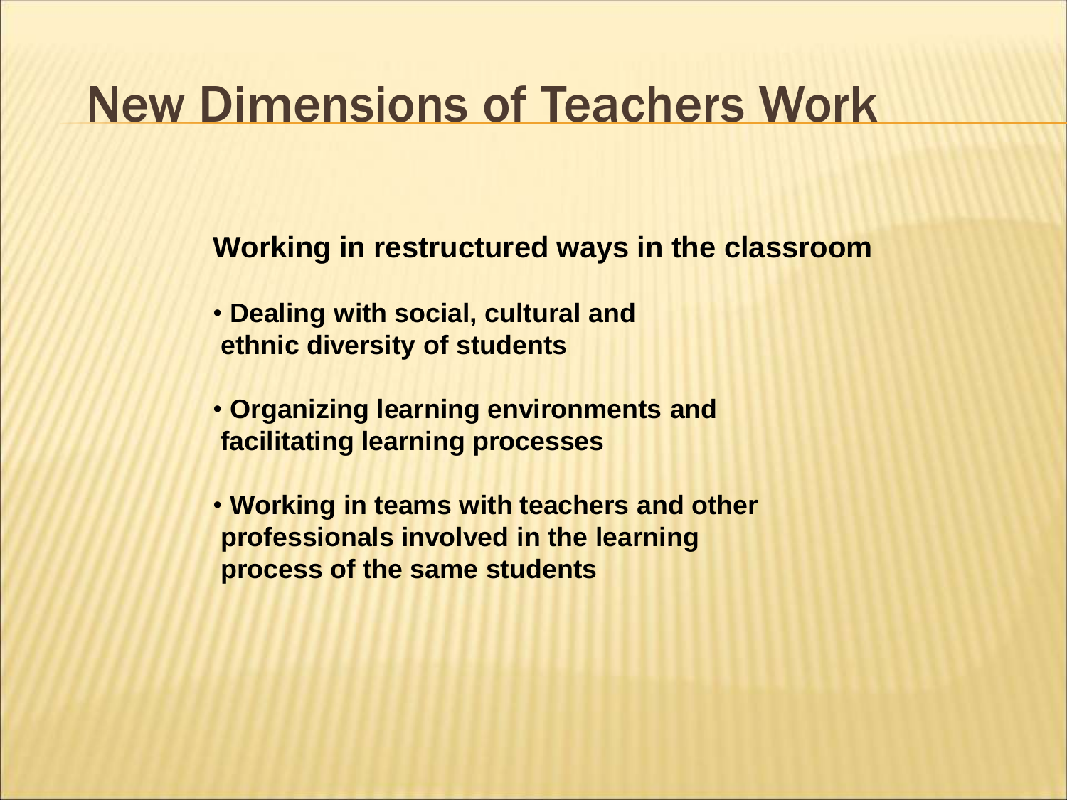# New Dimensions of Teachers Work

**Working in restructured ways in the classroom**

- **Dealing with social, cultural and ethnic diversity of students**
- **Organizing learning environments and facilitating learning processes**
- **Working in teams with teachers and other professionals involved in the learning process of the same students**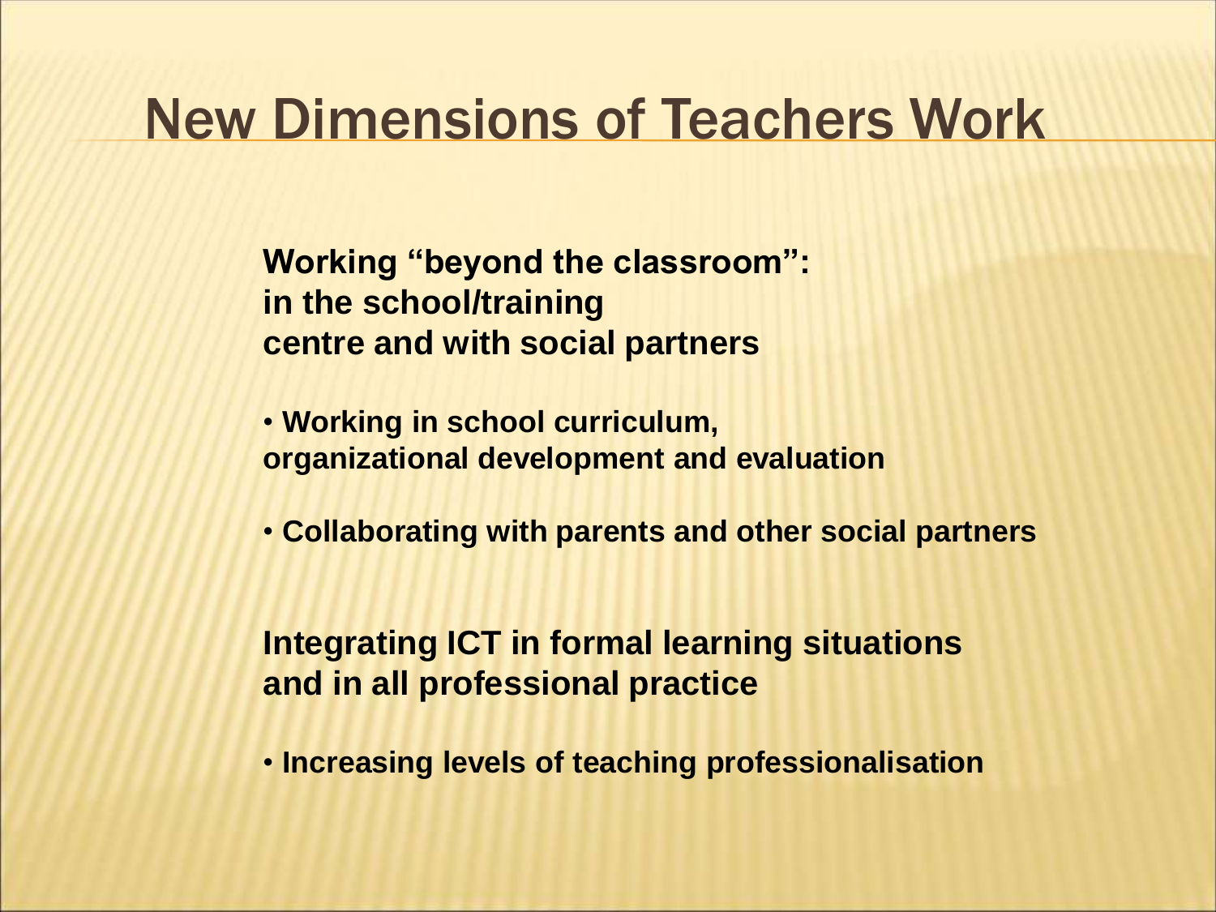# New Dimensions of Teachers Work

**Working "beyond the classroom":**
**in the school/training**
**centre and with social partners**

- **Working in school curriculum, organizational development and evaluation**
- **Collaborating with parents and other social partners**

**Integrating ICT in formal learning situations**
**and in all professional practice**

- **Increasing levels of teaching professionalisation**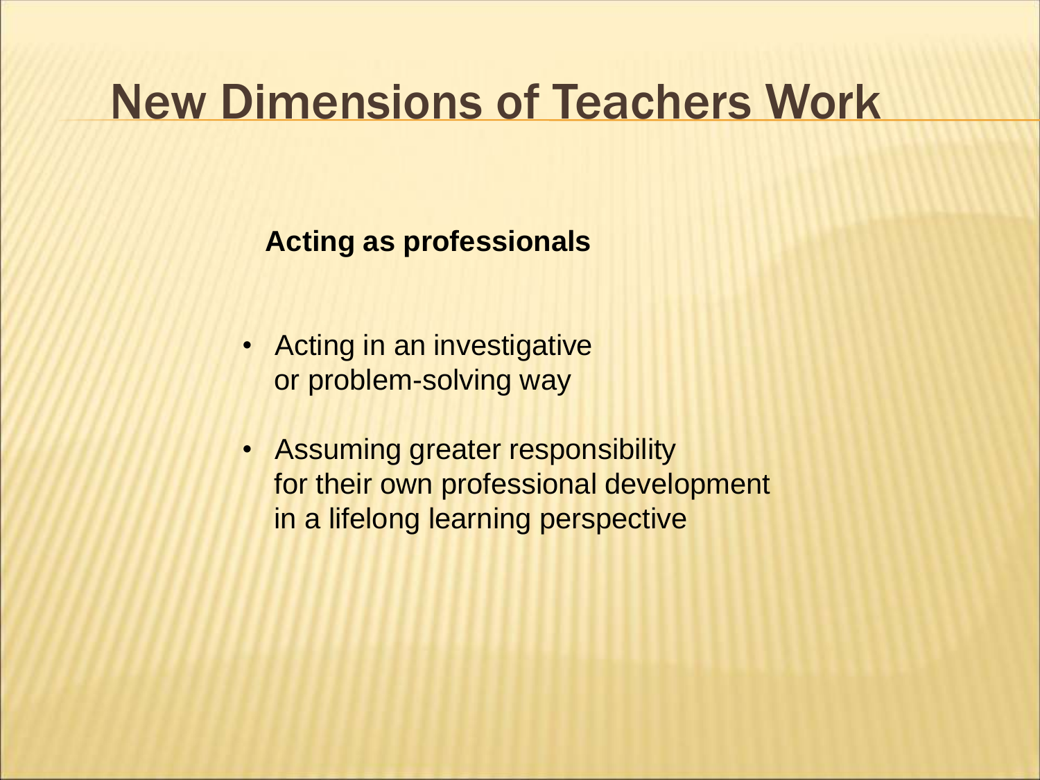# New Dimensions of Teachers Work

**Acting as professionals**

- Acting in an investigative or problem-solving way
- Assuming greater responsibility for their own professional development in a lifelong learning perspective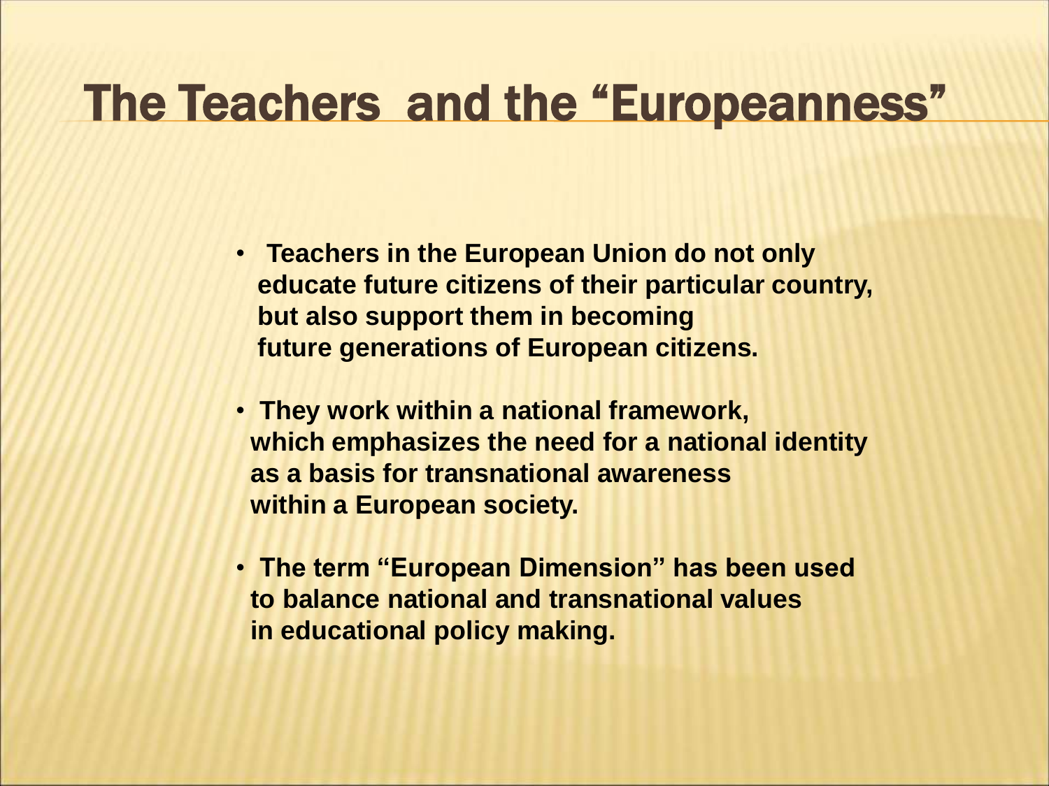# The Teachers and the "Europeanness"

- **Teachers in the European Union do not only educate future citizens of their particular country, but also support them in becoming future generations of European citizens.**
- **They work within a national framework, which emphasizes the need for a national identity as a basis for transnational awareness within a European society.**
- **The term "European Dimension" has been used to balance national and transnational values in educational policy making.**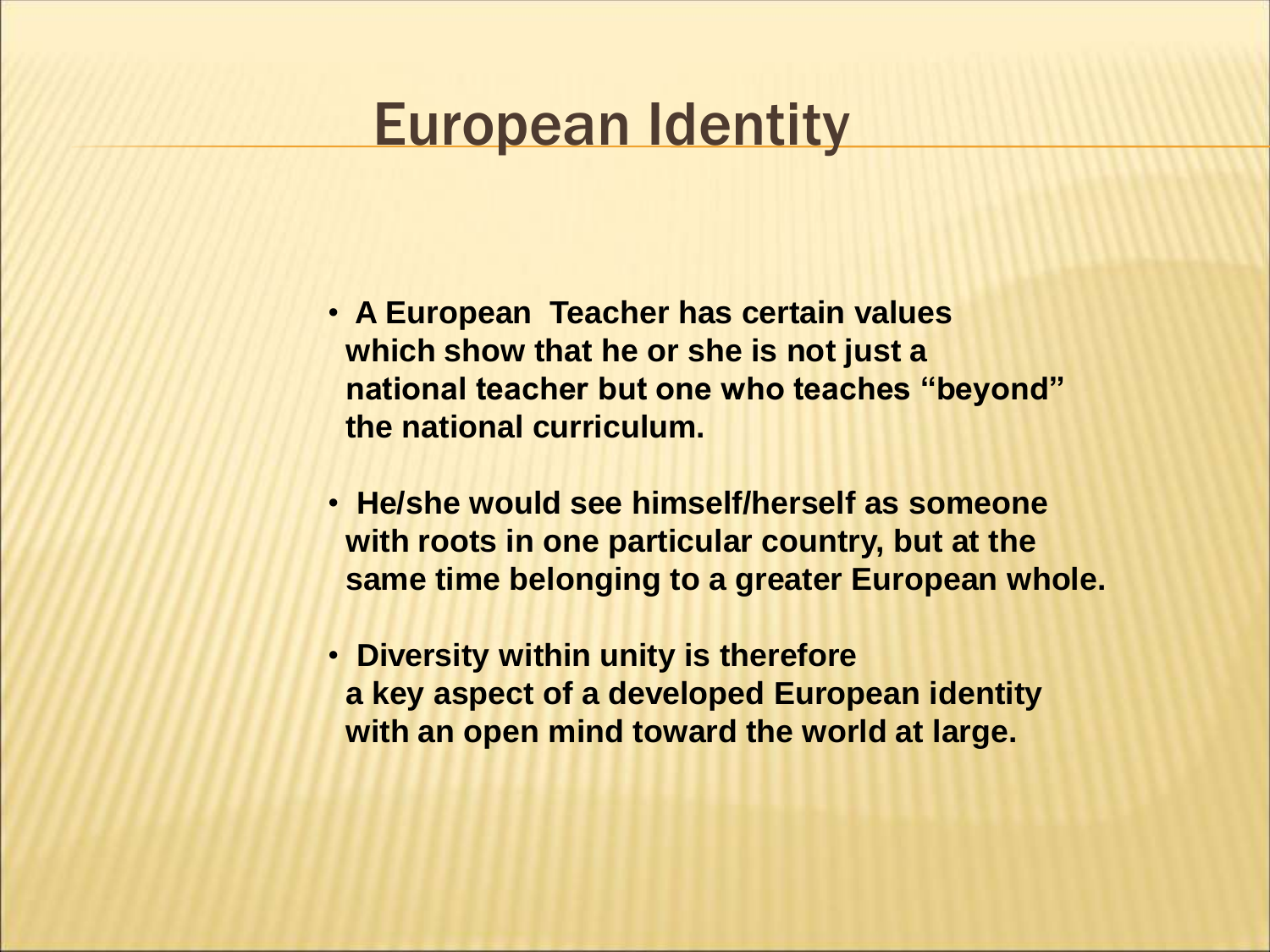# European Identity

- **A European Teacher has certain values which show that he or she is not just a national teacher but one who teaches "beyond" the national curriculum.**
- **He/she would see himself/herself as someone with roots in one particular country, but at the same time belonging to a greater European whole.**
- **Diversity within unity is therefore a key aspect of a developed European identity with an open mind toward the world at large.**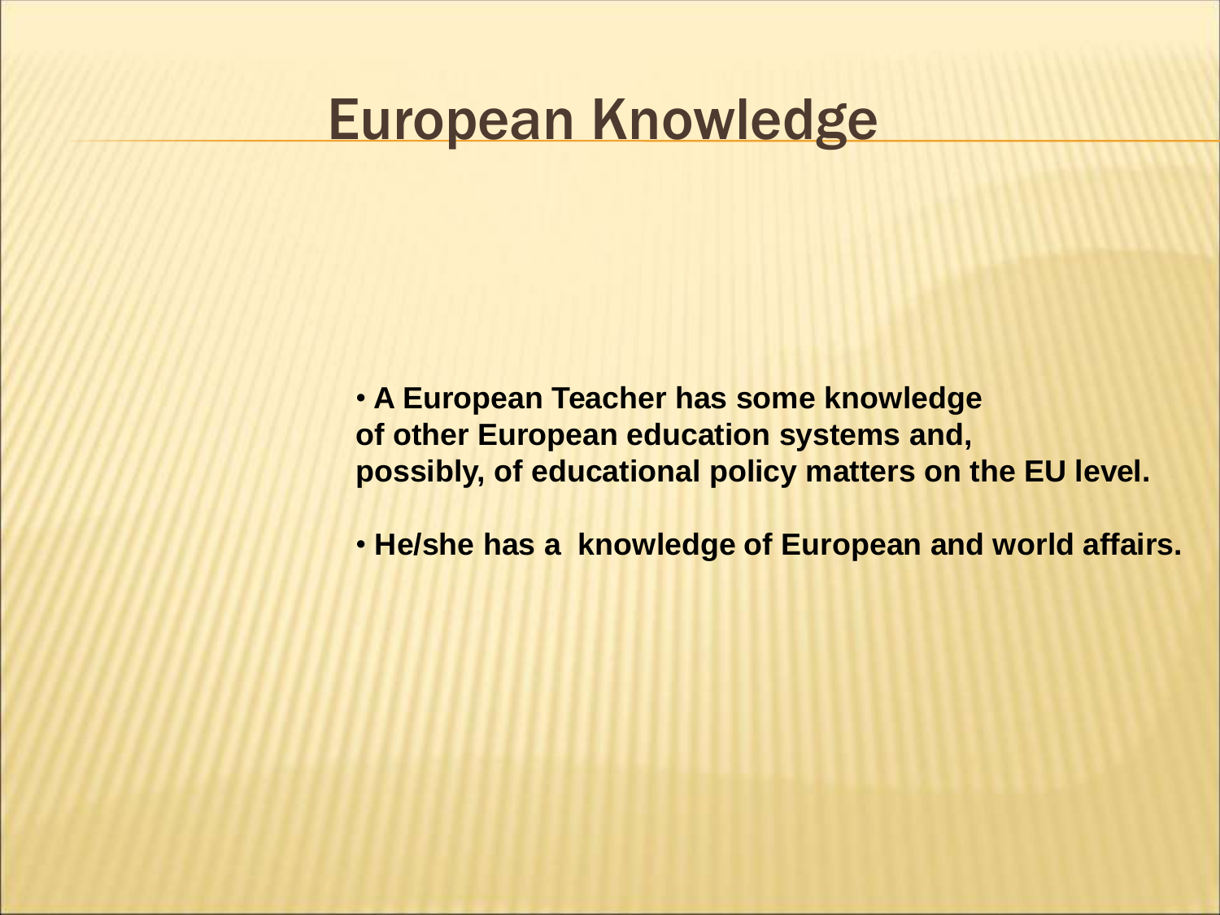# European Knowledge

- **A European Teacher has some knowledge of other European education systems and, possibly, of educational policy matters on the EU level.**

- **He/she has a knowledge of European and world affairs.**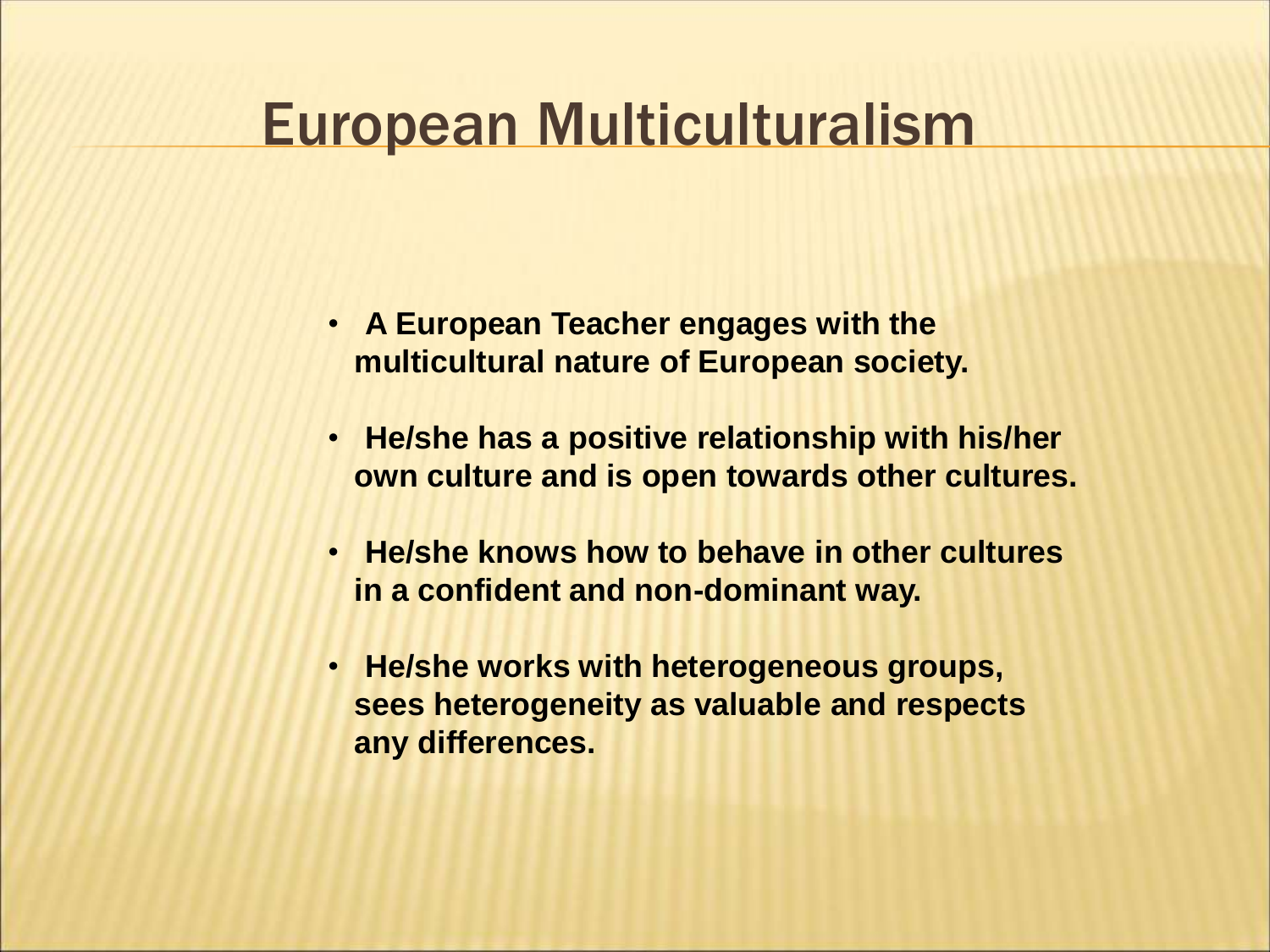# European Multiculturalism

- **A European Teacher engages with the multicultural nature of European society.**
- **He/she has a positive relationship with his/her own culture and is open towards other cultures.**
- **He/she knows how to behave in other cultures in a confident and non-dominant way.**
- **He/she works with heterogeneous groups, sees heterogeneity as valuable and respects any differences.**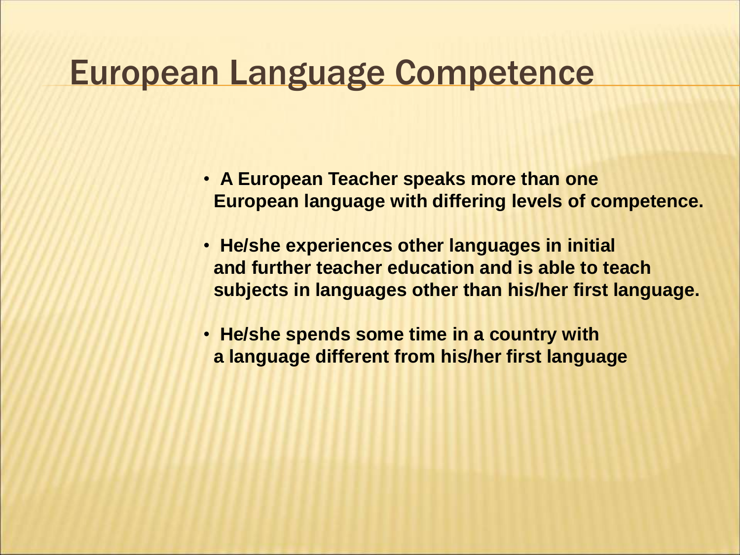# European Language Competence

- **A European Teacher speaks more than one European language with differing levels of competence.**
- **He/she experiences other languages in initial and further teacher education and is able to teach subjects in languages other than his/her first language.**
- **He/she spends some time in a country with a language different from his/her first language**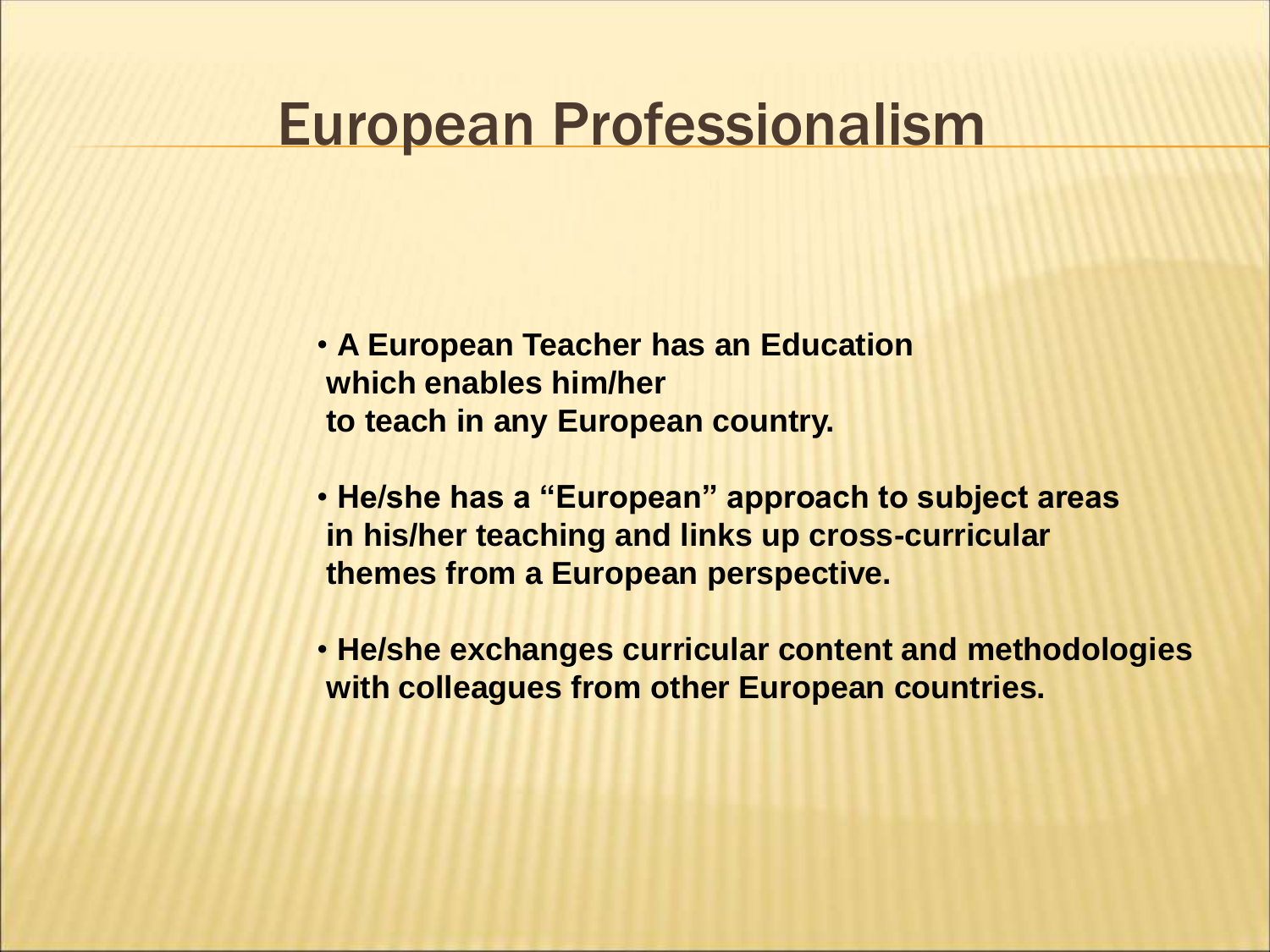# European Professionalism

- **A European Teacher has an Education which enables him/her to teach in any European country.**
- **He/she has a "European" approach to subject areas in his/her teaching and links up cross-curricular themes from a European perspective.**
- **He/she exchanges curricular content and methodologies with colleagues from other European countries.**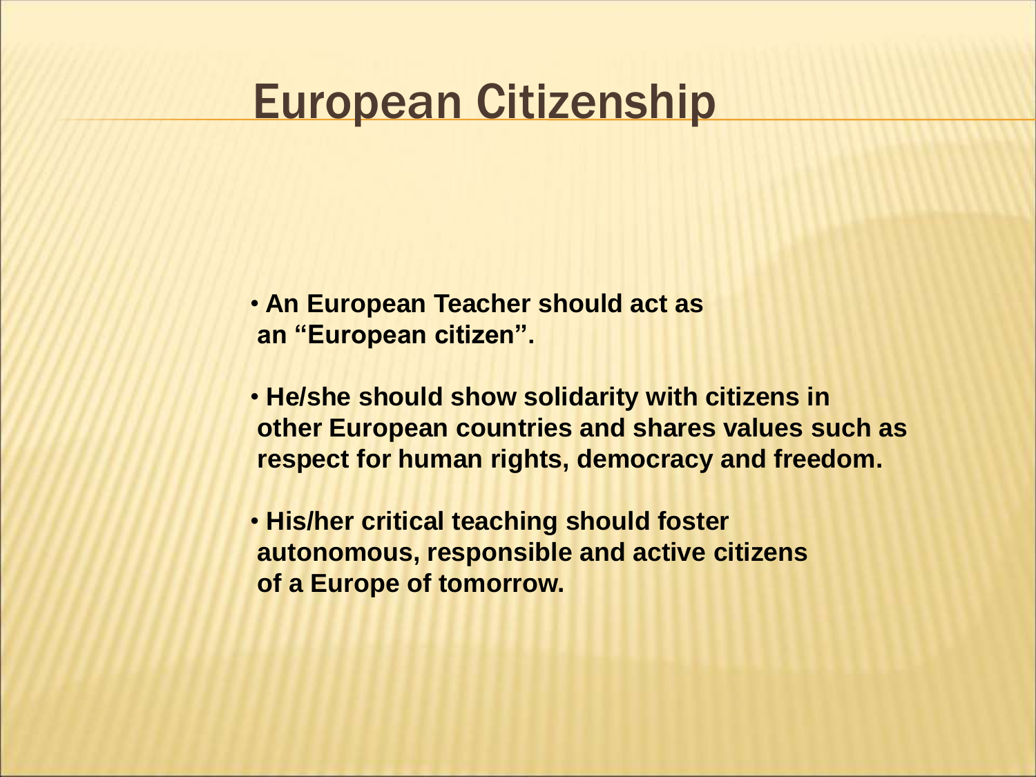# European Citizenship

- **An European Teacher should act as an "European citizen".**
- **He/she should show solidarity with citizens in other European countries and shares values such as respect for human rights, democracy and freedom.**
- **His/her critical teaching should foster autonomous, responsible and active citizens of a Europe of tomorrow.**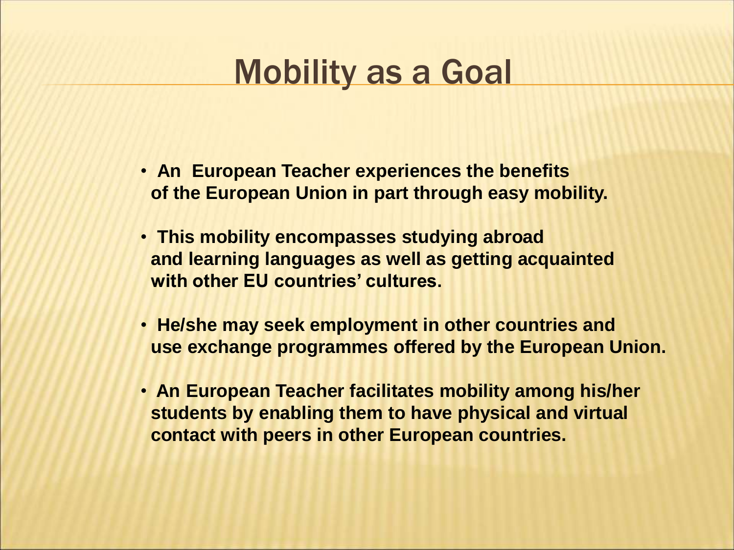# Mobility as a Goal

- **An European Teacher experiences the benefits of the European Union in part through easy mobility.**
- **This mobility encompasses studying abroad and learning languages as well as getting acquainted with other EU countries' cultures.**
- **He/she may seek employment in other countries and use exchange programmes offered by the European Union.**
- **An European Teacher facilitates mobility among his/her students by enabling them to have physical and virtual contact with peers in other European countries.**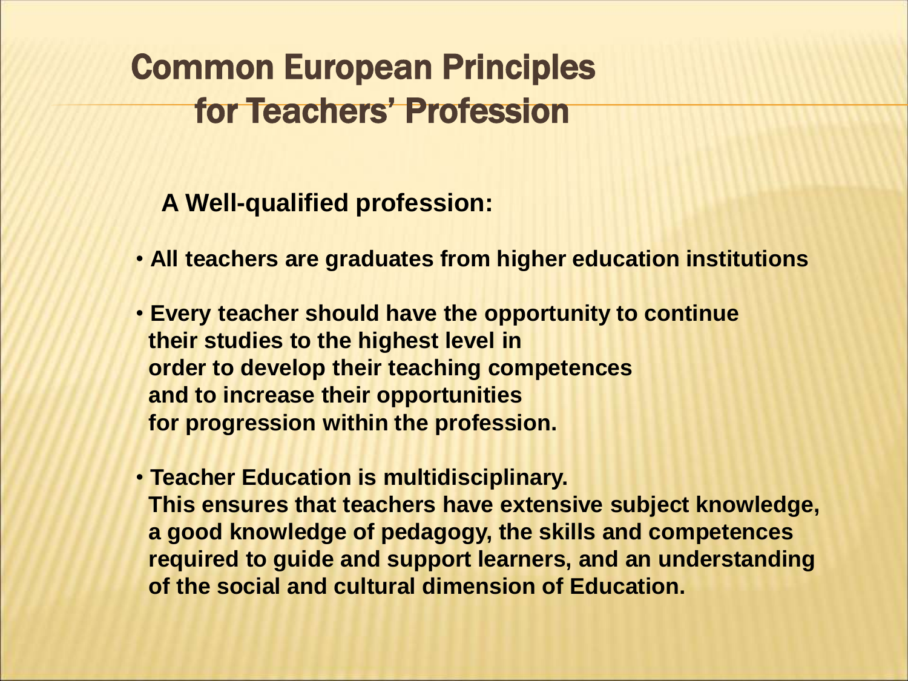# Common European Principles for Teachers' Profession

**A Well-qualified profession:**

- **All teachers are graduates from higher education institutions**
- **Every teacher should have the opportunity to continue their studies to the highest level in order to develop their teaching competences and to increase their opportunities for progression within the profession.**
- **Teacher Education is multidisciplinary. This ensures that teachers have extensive subject knowledge, a good knowledge of pedagogy, the skills and competences required to guide and support learners, and an understanding of the social and cultural dimension of Education.**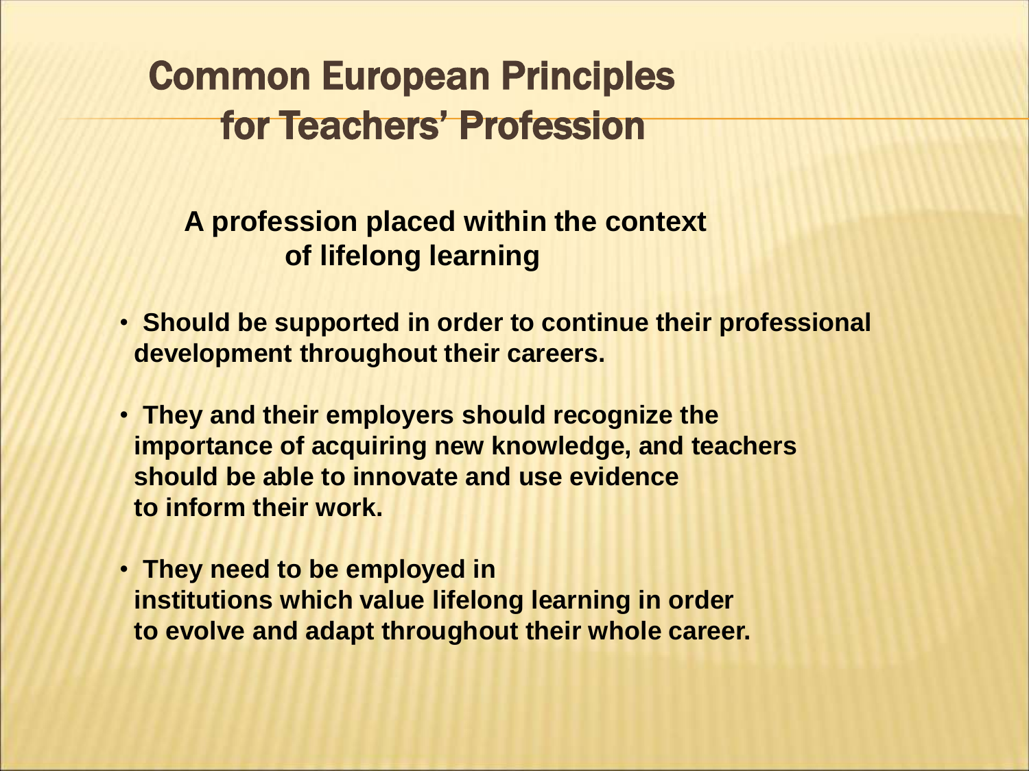# Common European Principles for Teachers' Profession

**A profession placed within the context of lifelong learning**

- **Should be supported in order to continue their professional development throughout their careers.**
- **They and their employers should recognize the importance of acquiring new knowledge, and teachers should be able to innovate and use evidence to inform their work.**
- **They need to be employed in institutions which value lifelong learning in order to evolve and adapt throughout their whole career.**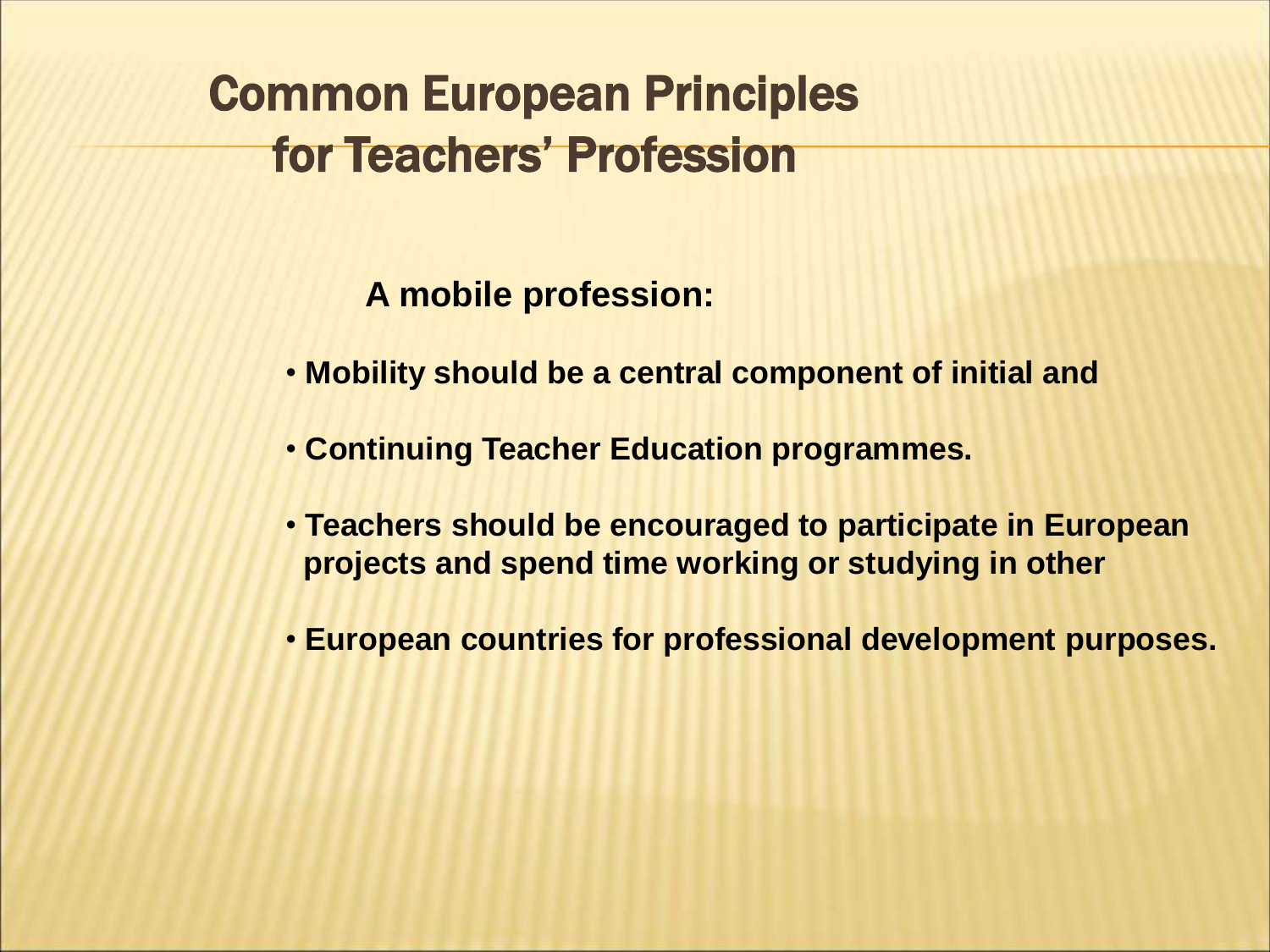# Common European Principles for Teachers' Profession

**A mobile profession:**

- **Mobility should be a central component of initial and**
- **Continuing Teacher Education programmes.**
- **Teachers should be encouraged to participate in European projects and spend time working or studying in other**
- **European countries for professional development purposes.**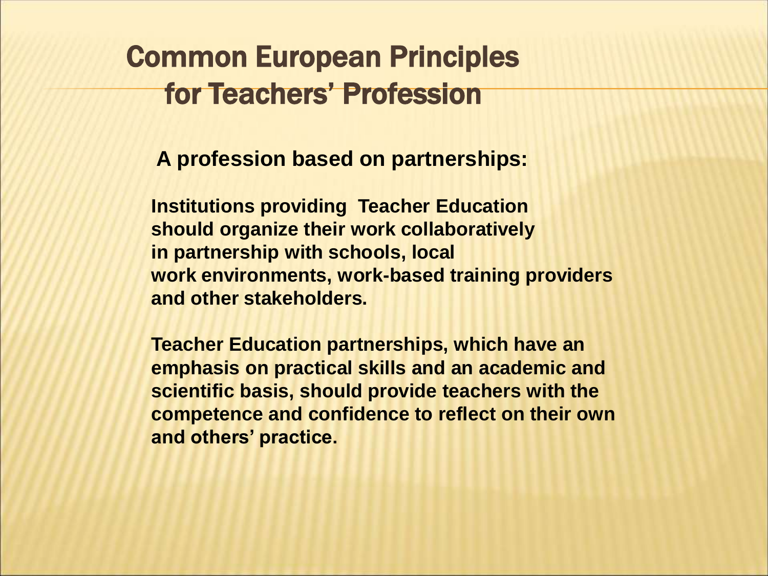# Common European Principles for Teachers' Profession

**A profession based on partnerships:**

**Institutions providing Teacher Education should organize their work collaboratively in partnership with schools, local work environments, work-based training providers and other stakeholders.**

**Teacher Education partnerships, which have an emphasis on practical skills and an academic and scientific basis, should provide teachers with the competence and confidence to reflect on their own and others' practice.**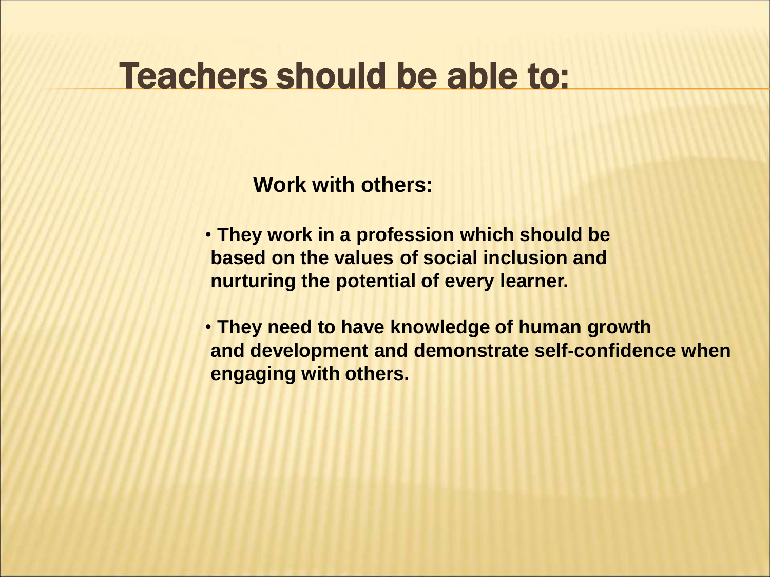# Teachers should be able to:

**Work with others:**

- **They work in a profession which should be based on the values of social inclusion and nurturing the potential of every learner.**
- **They need to have knowledge of human growth and development and demonstrate self-confidence when engaging with others.**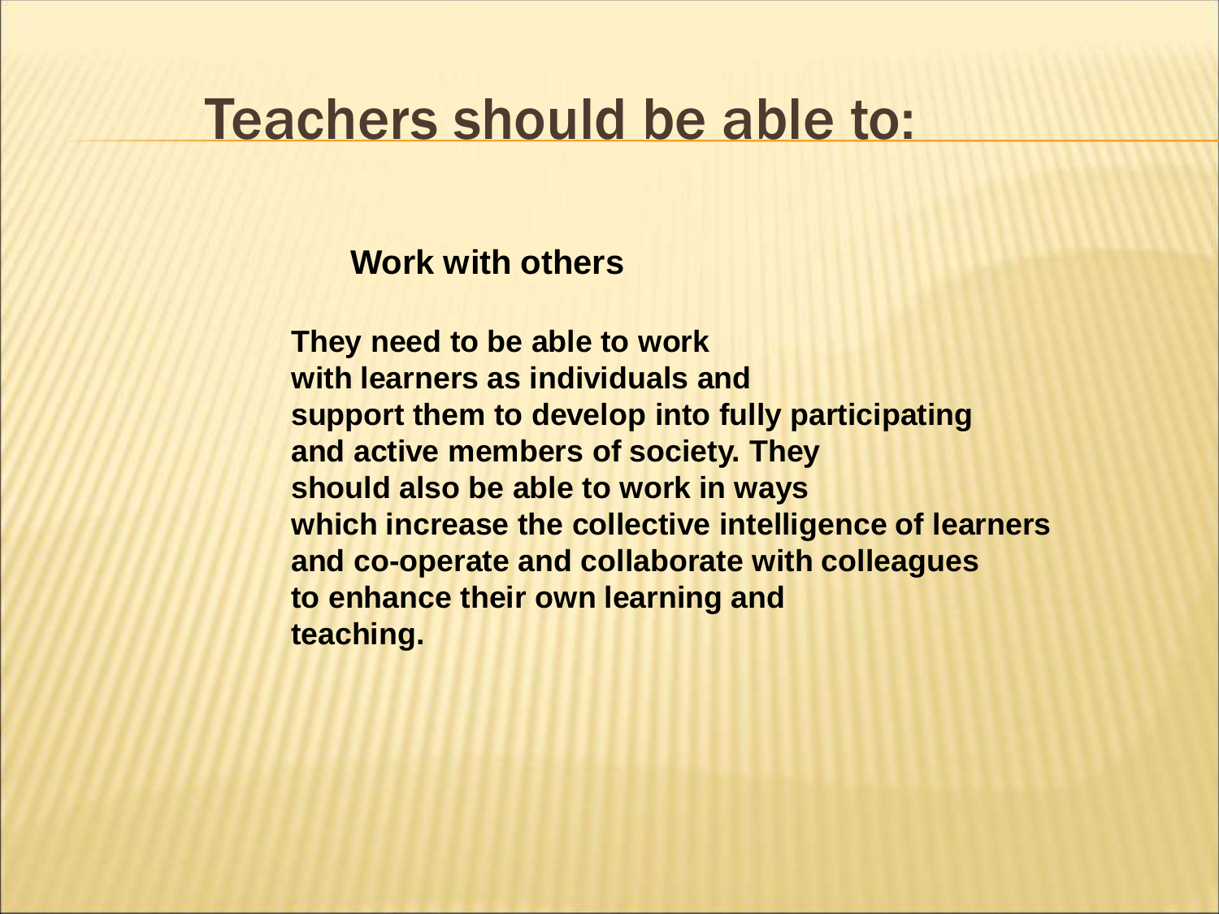# Teachers should be able to:

**Work with others**

**They need to be able to work with learners as individuals and support them to develop into fully participating and active members of society. They should also be able to work in ways which increase the collective intelligence of learners and co-operate and collaborate with colleagues to enhance their own learning and teaching.**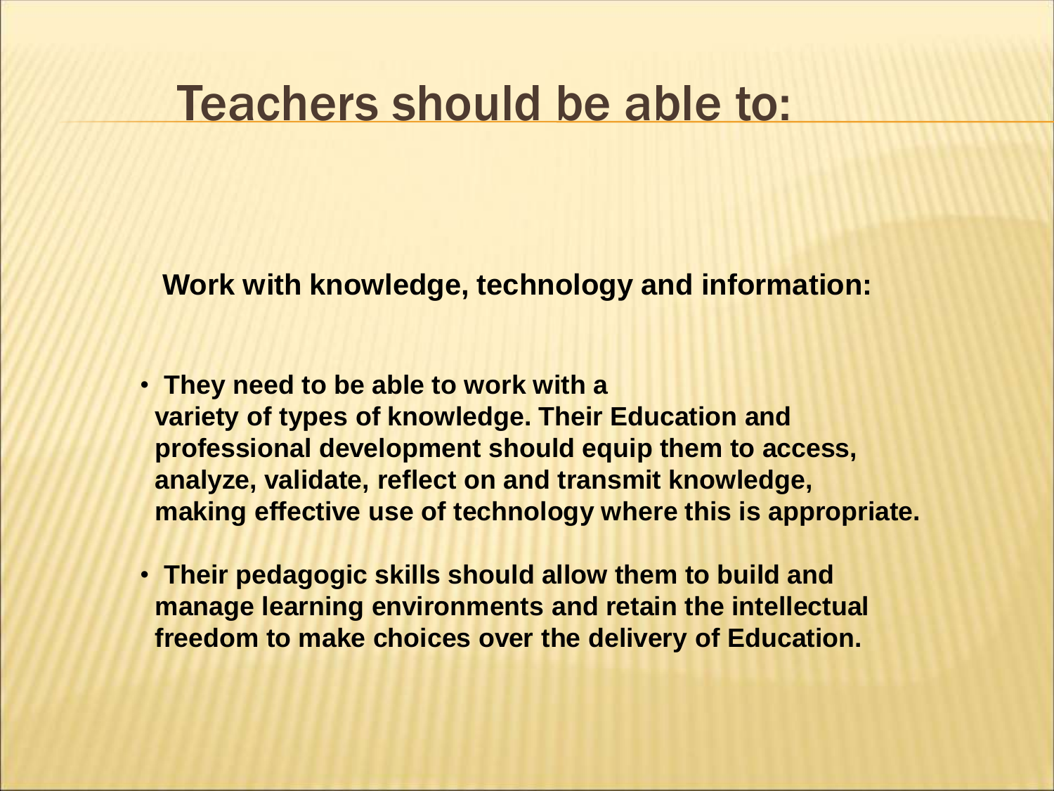# Teachers should be able to:

**Work with knowledge, technology and information:**

- **They need to be able to work with a variety of types of knowledge. Their Education and professional development should equip them to access, analyze, validate, reflect on and transmit knowledge, making effective use of technology where this is appropriate.**
- **Their pedagogic skills should allow them to build and manage learning environments and retain the intellectual freedom to make choices over the delivery of Education.**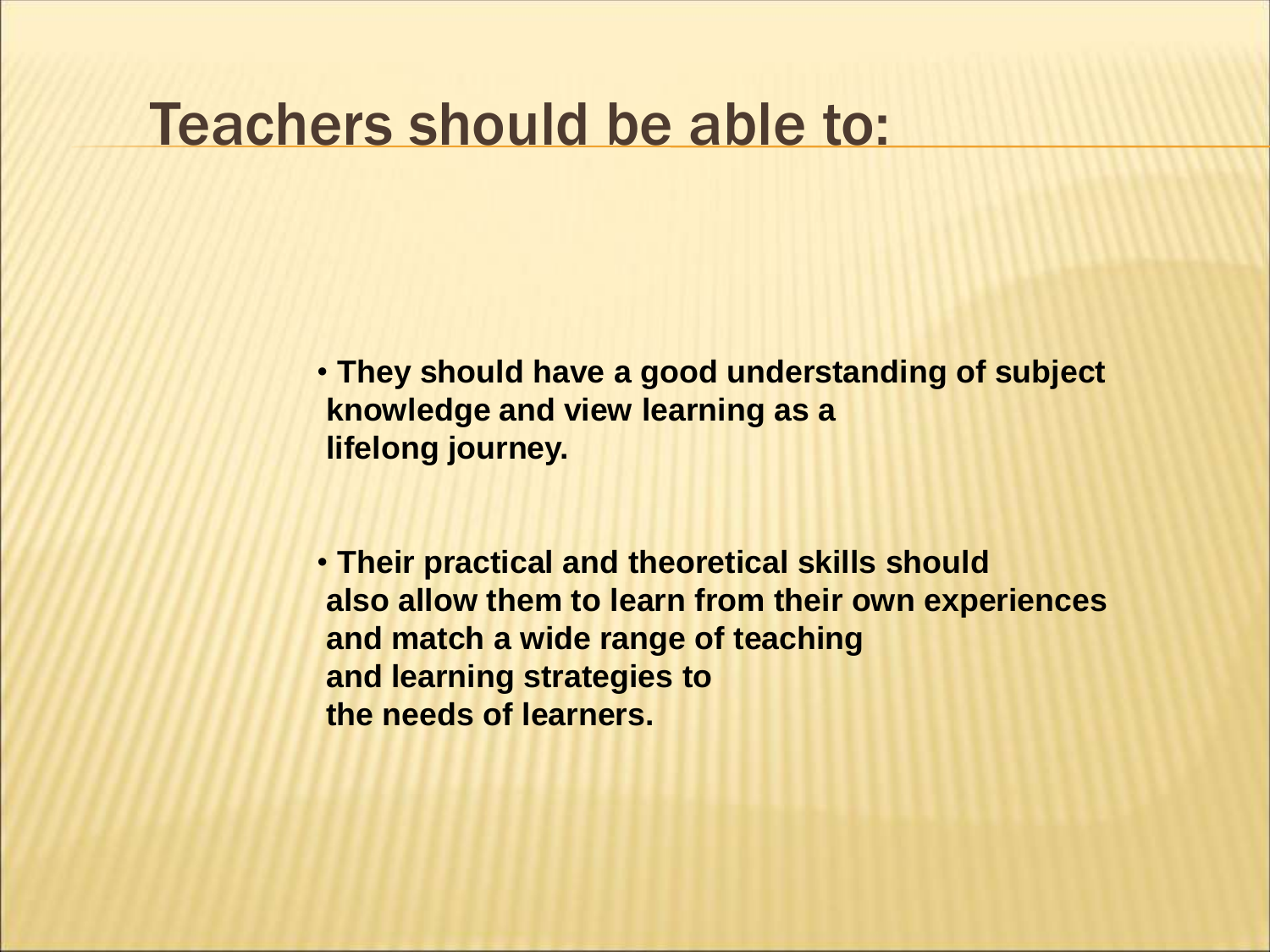# Teachers should be able to:

- **They should have a good understanding of subject knowledge and view learning as a lifelong journey.**

- **Their practical and theoretical skills should also allow them to learn from their own experiences and match a wide range of teaching and learning strategies to the needs of learners.**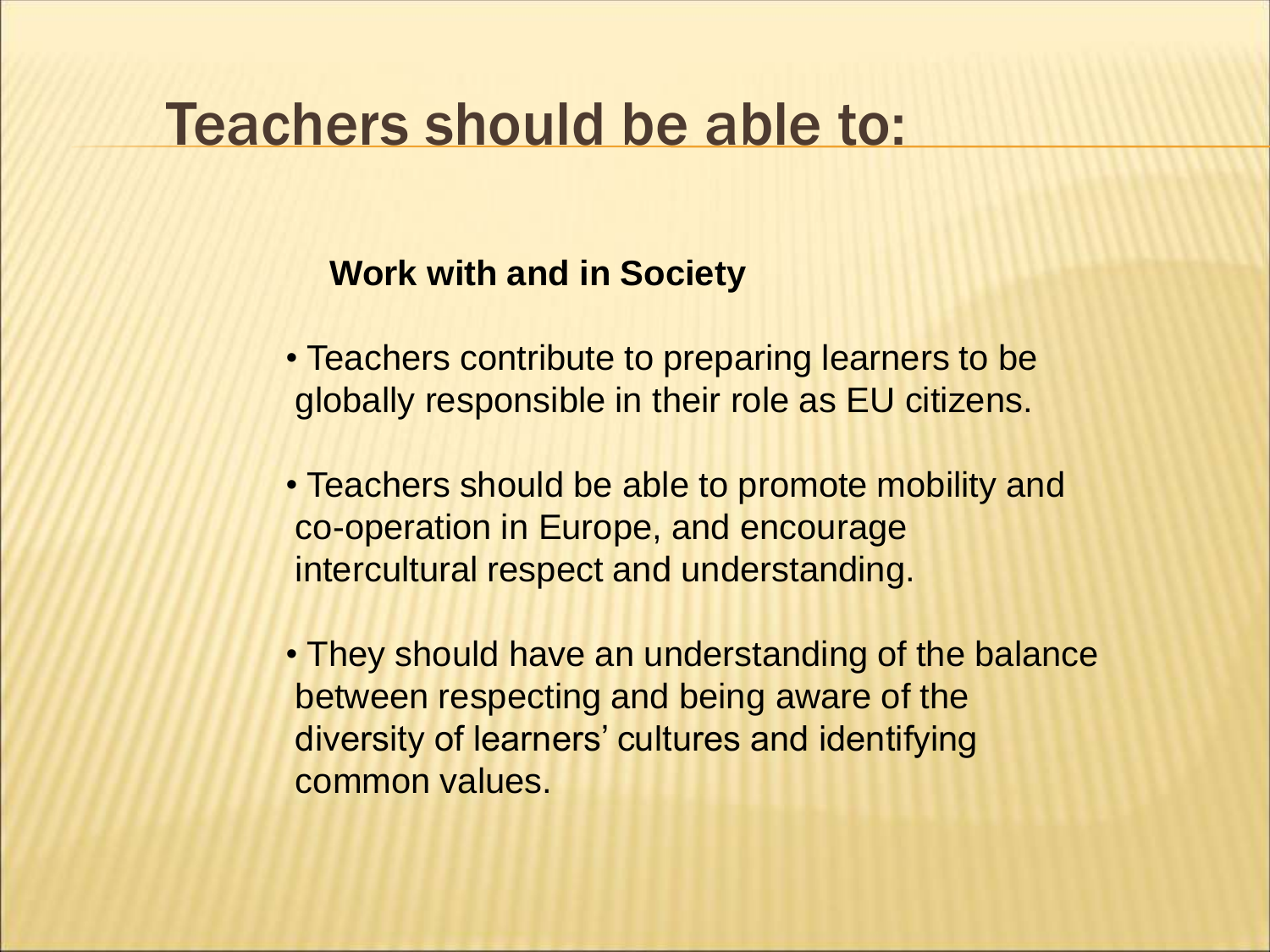# Teachers should be able to:

**Work with and in Society**

- Teachers contribute to preparing learners to be globally responsible in their role as EU citizens.
- Teachers should be able to promote mobility and co-operation in Europe, and encourage intercultural respect and understanding.
- They should have an understanding of the balance between respecting and being aware of the diversity of learners' cultures and identifying common values.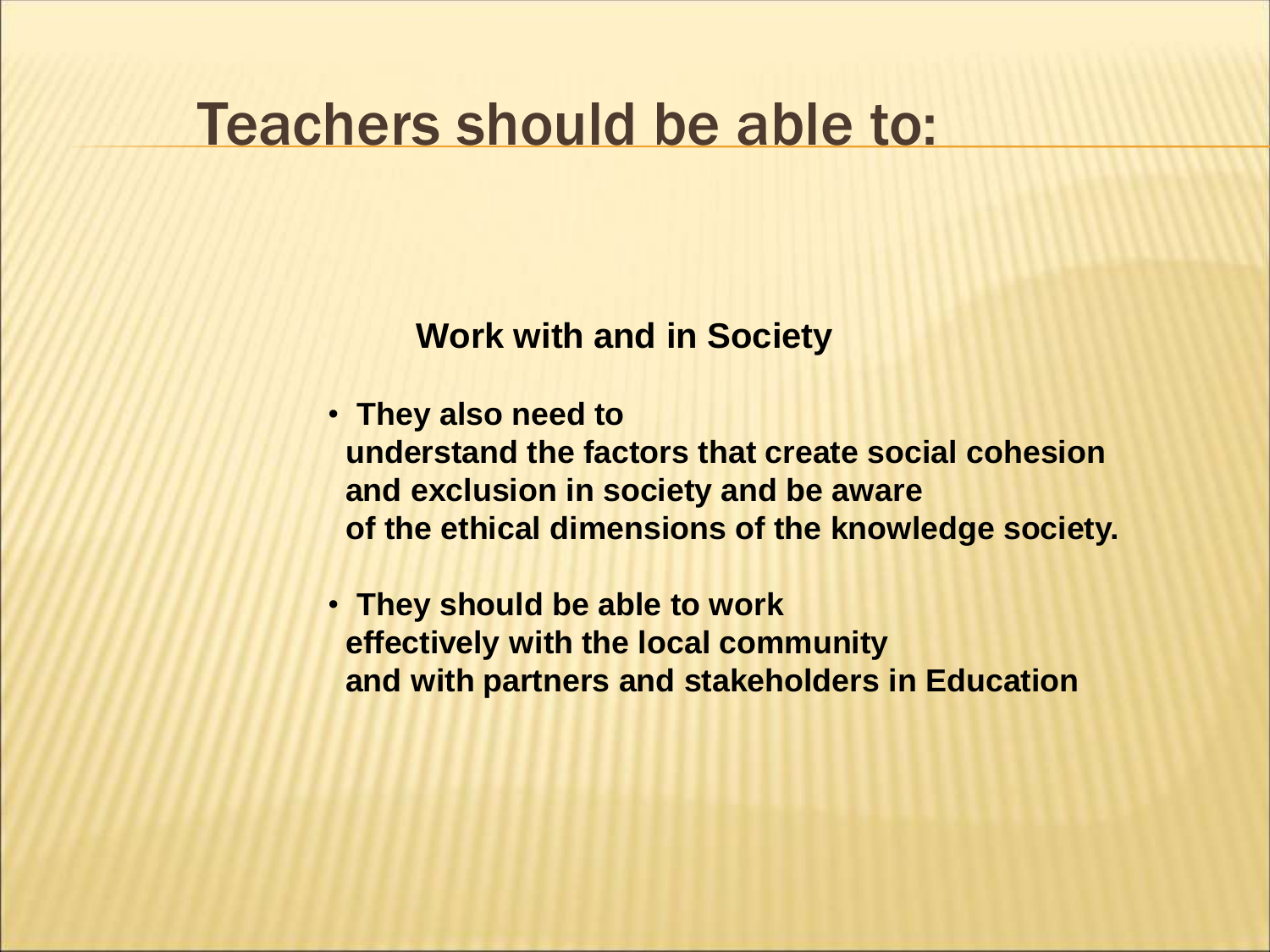# Teachers should be able to:

**Work with and in Society**

- **They also need to understand the factors that create social cohesion and exclusion in society and be aware of the ethical dimensions of the knowledge society.**
- **They should be able to work effectively with the local community and with partners and stakeholders in Education**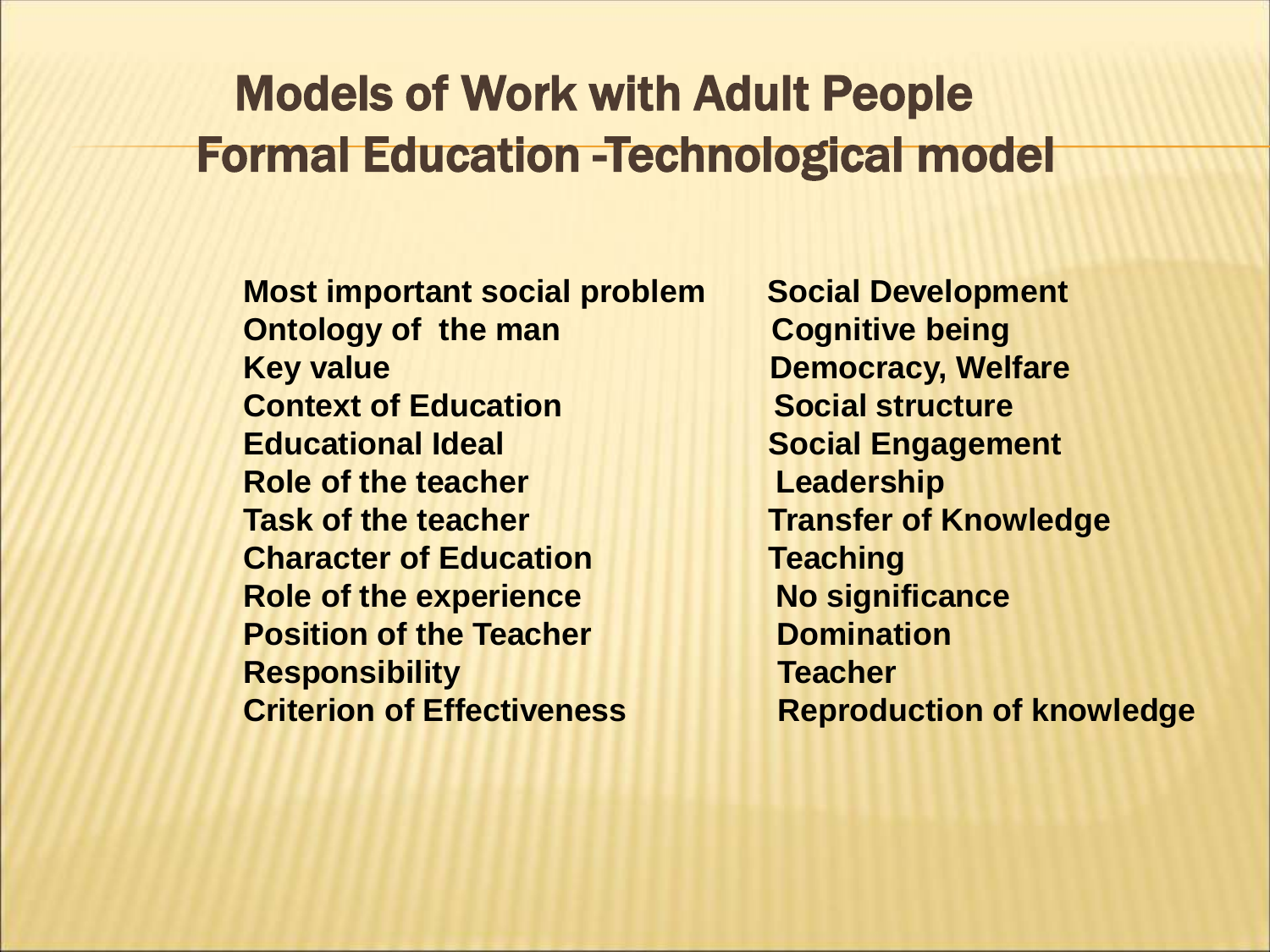# Models of Work with Adult People

## Formal Education -Technological model

| | |
|---|---|
| **Most important social problem** | **Social Development** |
| **Ontology of the man** | **Cognitive being** |
| **Key value** | **Democracy, Welfare** |
| **Context of Education** | **Social structure** |
| **Educational Ideal** | **Social Engagement** |
| **Role of the teacher** | **Leadership** |
| **Task of the teacher** | **Transfer of Knowledge** |
| **Character of Education** | **Teaching** |
| **Role of the experience** | **No significance** |
| **Position of the Teacher** | **Domination** |
| **Responsibility** | **Teacher** |
| **Criterion of Effectiveness** | **Reproduction of knowledge** |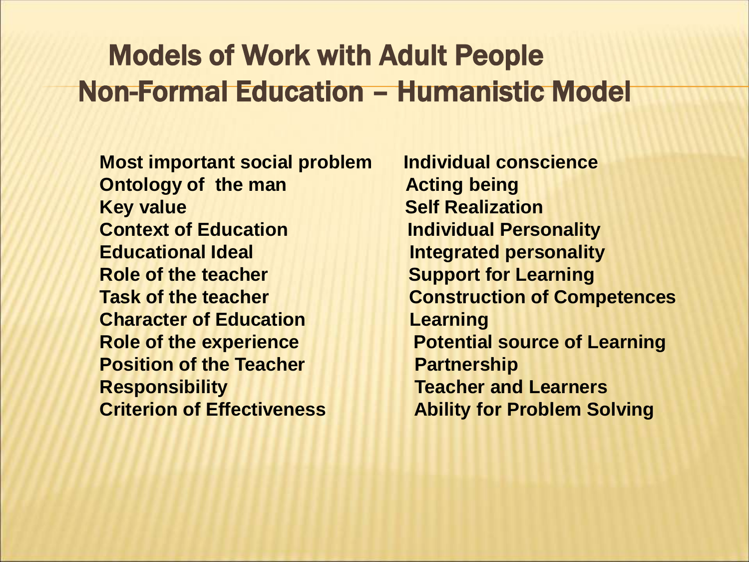# Models of Work with Adult People

## Non-Formal Education – Humanistic Model

| | |
|---|---|
| **Most important social problem** | **Individual conscience** |
| **Ontology of the man** | **Acting being** |
| **Key value** | **Self Realization** |
| **Context of Education** | **Individual Personality** |
| **Educational Ideal** | **Integrated personality** |
| **Role of the teacher** | **Support for Learning** |
| **Task of the teacher** | **Construction of Competences** |
| **Character of Education** | **Learning** |
| **Role of the experience** | **Potential source of Learning** |
| **Position of the Teacher** | **Partnership** |
| **Responsibility** | **Teacher and Learners** |
| **Criterion of Effectiveness** | **Ability for Problem Solving** |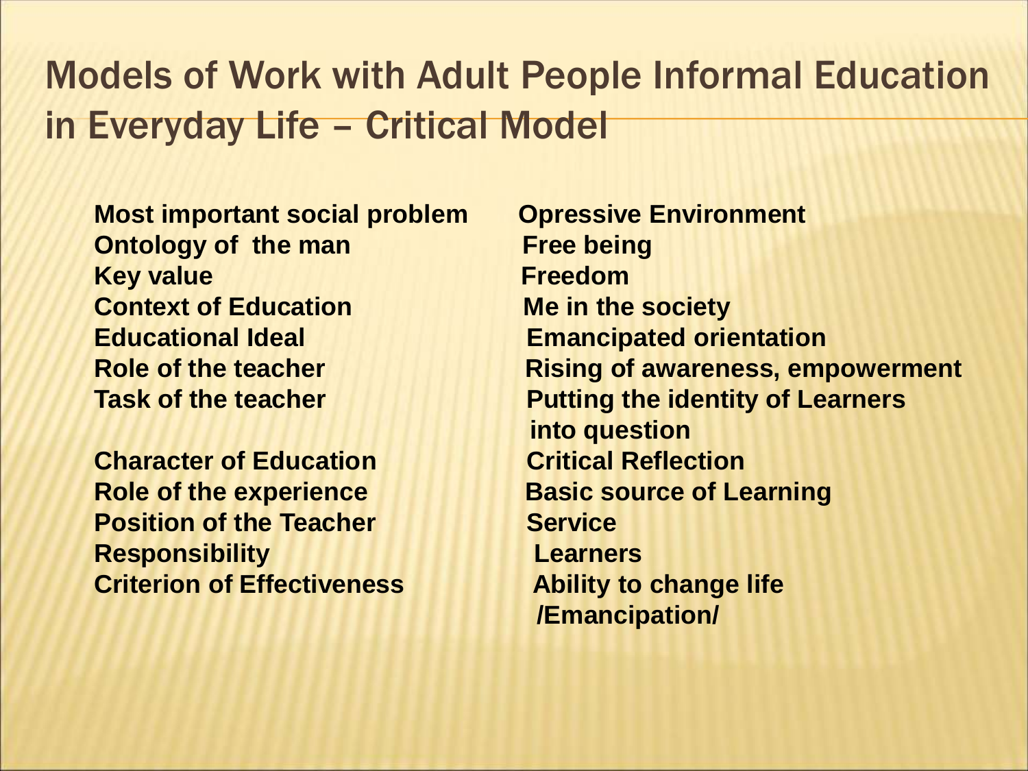# Models of Work with Adult People Informal Education in Everyday Life – Critical Model

| | |
|---|---|
| **Most important social problem** | **Opressive Environment** |
| **Ontology of the man** | **Free being** |
| **Key value** | **Freedom** |
| **Context of Education** | **Me in the society** |
| **Educational Ideal** | **Emancipated orientation** |
| **Role of the teacher** | **Rising of awareness, empowerment** |
| **Task of the teacher** | **Putting the identity of Learners into question** |
| **Character of Education** | **Critical Reflection** |
| **Role of the experience** | **Basic source of Learning** |
| **Position of the Teacher** | **Service** |
| **Responsibility** | **Learners** |
| **Criterion of Effectiveness** | **Ability to change life /Emancipation/** |